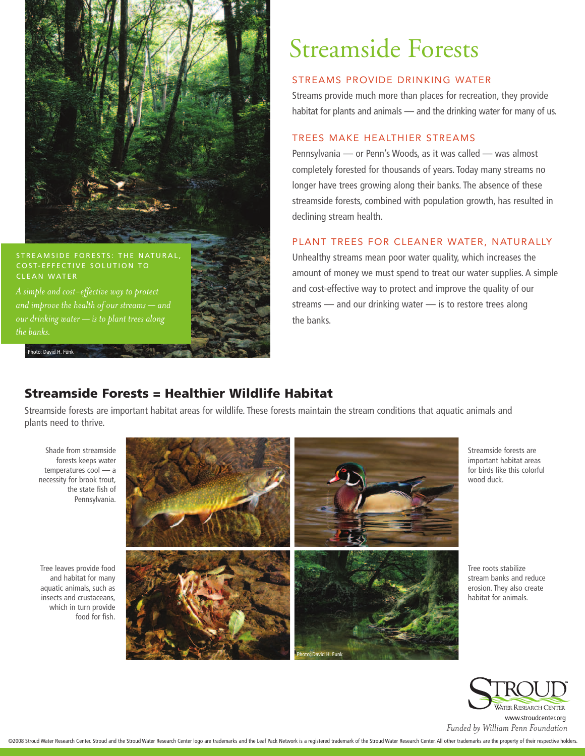# Streamside Forests

## STREAMS PROVIDE DRINKING WATER

Streams provide much more than places for recreation, they provide habitat for plants and animals — and the drinking water for many of us.

## TREES MAKE HEALTHIER STREAMS

Pennsylvania — or Penn's Woods, as it was called — was almost completely forested for thousands of years. Today many streams no longer have trees growing along their banks. The absence of these streamside forests, combined with population growth, has resulted in declining stream health.

## PLANT TREES FOR CLEANER WATER, NATURALLY

Unhealthy streams mean poor water quality, which increases the amount of money we must spend to treat our water supplies. A simple and cost-effective way to protect and improve the quality of our streams — and our drinking water — is to restore trees along the banks.

STREAMSIDE FORESTS: THE NATURAL, COST-EFFECTIVE SOLUTION TO CLEAN WATER

*A simple and cost-effective way to protect and improve the health of our streams — and our drinking water — is to plant trees along the banks.*

Photo: David H. Funk

## Streamside Forests = Healthier Wildlife Habitat

Streamside forests are important habitat areas for wildlife. These forests maintain the stream conditions that aquatic animals and plants need to thrive.

Shade from streamside forests keeps water temperatures cool — a necessity for brook trout, the state fish of Pennsylvania.

Streamside forests are important habitat areas for birds like this colorful wood duck.

Tree leaves provide food and habitat for many aquatic animals, such as insects and crustaceans, which in turn provide food for fish.

Tree roots stabilize stream banks and reduce erosion. They also create habitat for animals.

Photo: David H. Funk

STROUD™ Water Research Center

www.stroudcenter.org

*Funded by William Penn Foundation*

©2008 Stroud Water Research Center. Stroud and the Stroud Water Research Center logo are trademarks and the Leaf Pack Network is a registered trademark of the Stroud Water Research Center. All other trademarks are the property of their respective holders.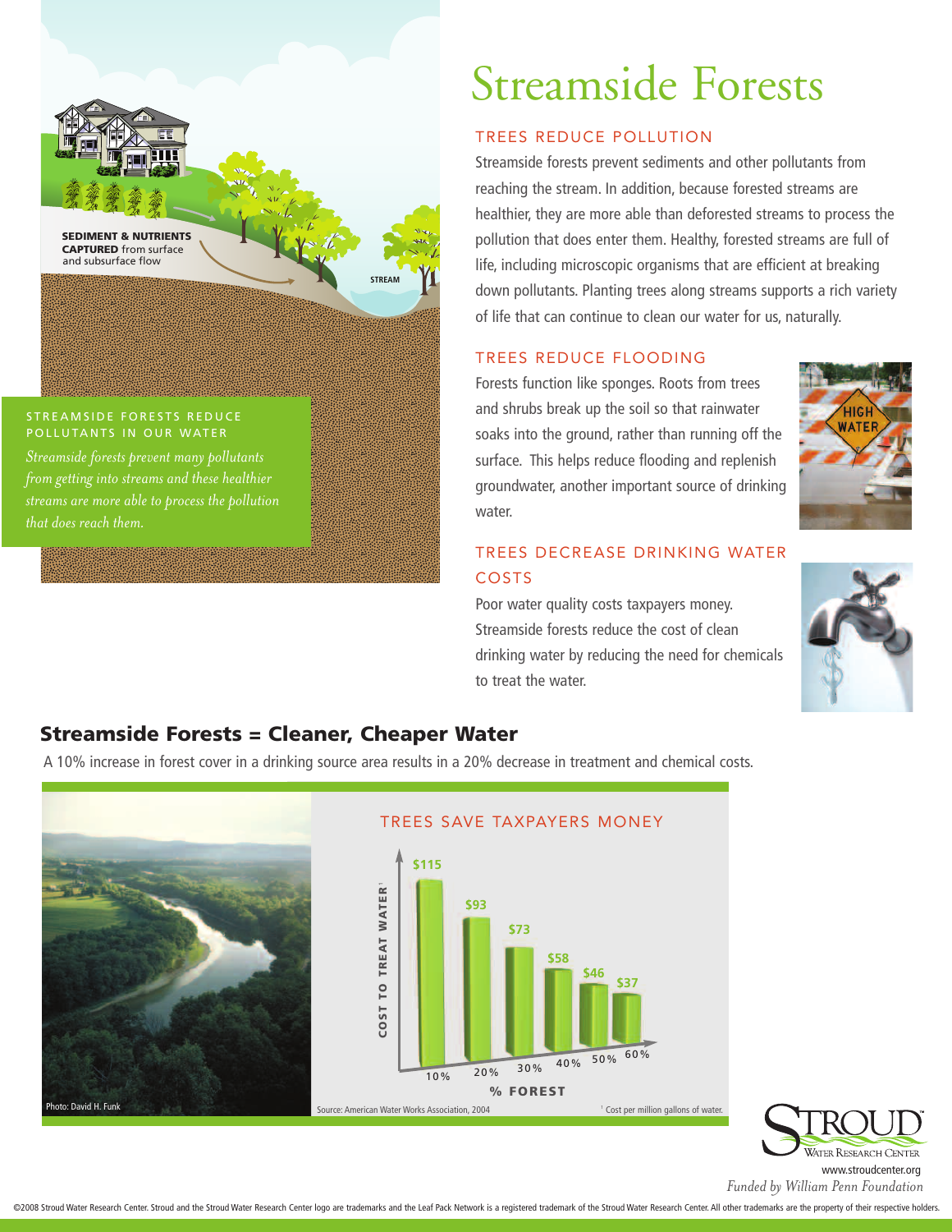# Streamside Forests

SEDIMENT & NUTRIENTS CAPTURED from surface and subsurface flow

STREAM

STREAMSIDE FORESTS REDUCE POLLUTANTS IN OUR WATER

*Streamside forests prevent many pollutants from getting into streams and these healthier streams are more able to process the pollution that does reach them.*

## TREES REDUCE POLLUTION

Streamside forests prevent sediments and other pollutants from reaching the stream. In addition, because forested streams are healthier, they are more able than deforested streams to process the pollution that does enter them. Healthy, forested streams are full of life, including microscopic organisms that are efficient at breaking down pollutants. Planting trees along streams supports a rich variety of life that can continue to clean our water for us, naturally.

## TREES REDUCE FLOODING

Forests function like sponges. Roots from trees and shrubs break up the soil so that rainwater soaks into the ground, rather than running off the surface. This helps reduce flooding and replenish groundwater, another important source of drinking water.

## TREES DECREASE DRINKING WATER COSTS

Poor water quality costs taxpayers money. Streamside forests reduce the cost of clean drinking water by reducing the need for chemicals to treat the water.

## Streamside Forests = Cleaner, Cheaper Water

A 10% increase in forest cover in a drinking source area results in a 20% decrease in treatment and chemical costs.

Photo: David H. Funk

TREES SAVE TAXPAYERS MONEY

| % FOREST | COST TO TREAT WATER[1] |
|---|---|
| 10% | $115 |
| 20% | $93 |
| 30% | $73 |
| 40% | $58 |
| 50% | $46 |
| 60% | $37 |

Source: American Water Works Association, 2004

[1] Cost per million gallons of water.

STROUD Water Research Center

www.stroudcenter.org

*Funded by William Penn Foundation*

©2008 Stroud Water Research Center. Stroud and the Stroud Water Research Center logo are trademarks and the Leaf Pack Network is a registered trademark of the Stroud Water Research Center. All other trademarks are the property of their respective holders.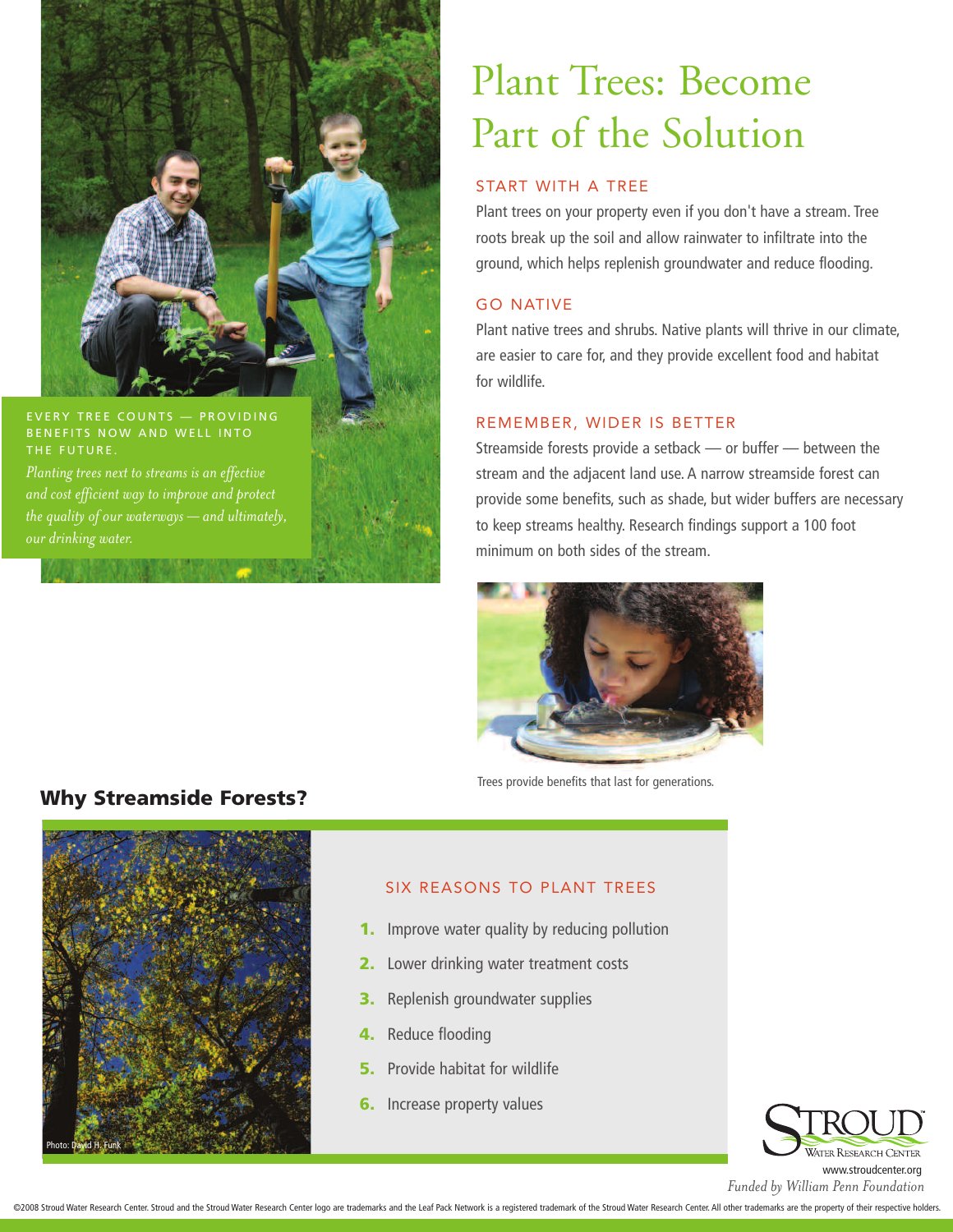EVERY TREE COUNTS — PROVIDING BENEFITS NOW AND WELL INTO THE FUTURE.

*Planting trees next to streams is an effective and cost efficient way to improve and protect the quality of our waterways — and ultimately, our drinking water.*

# Plant Trees: Become Part of the Solution

## START WITH A TREE

Plant trees on your property even if you don't have a stream. Tree roots break up the soil and allow rainwater to infiltrate into the ground, which helps replenish groundwater and reduce flooding.

## GO NATIVE

Plant native trees and shrubs. Native plants will thrive in our climate, are easier to care for, and they provide excellent food and habitat for wildlife.

## REMEMBER, WIDER IS BETTER

Streamside forests provide a setback — or buffer — between the stream and the adjacent land use. A narrow streamside forest can provide some benefits, such as shade, but wider buffers are necessary to keep streams healthy. Research findings support a 100 foot minimum on both sides of the stream.

Trees provide benefits that last for generations.

## Why Streamside Forests?

Photo: David H. Funk

### SIX REASONS TO PLANT TREES

1. Improve water quality by reducing pollution
2. Lower drinking water treatment costs
3. Replenish groundwater supplies
4. Reduce flooding
5. Provide habitat for wildlife
6. Increase property values

STROUD™ WATER RESEARCH CENTER

www.stroudcenter.org

*Funded by William Penn Foundation*

©2008 Stroud Water Research Center. Stroud and the Stroud Water Research Center logo are trademarks and the Leaf Pack Network is a registered trademark of the Stroud Water Research Center. All other trademarks are the property of their respective holders.